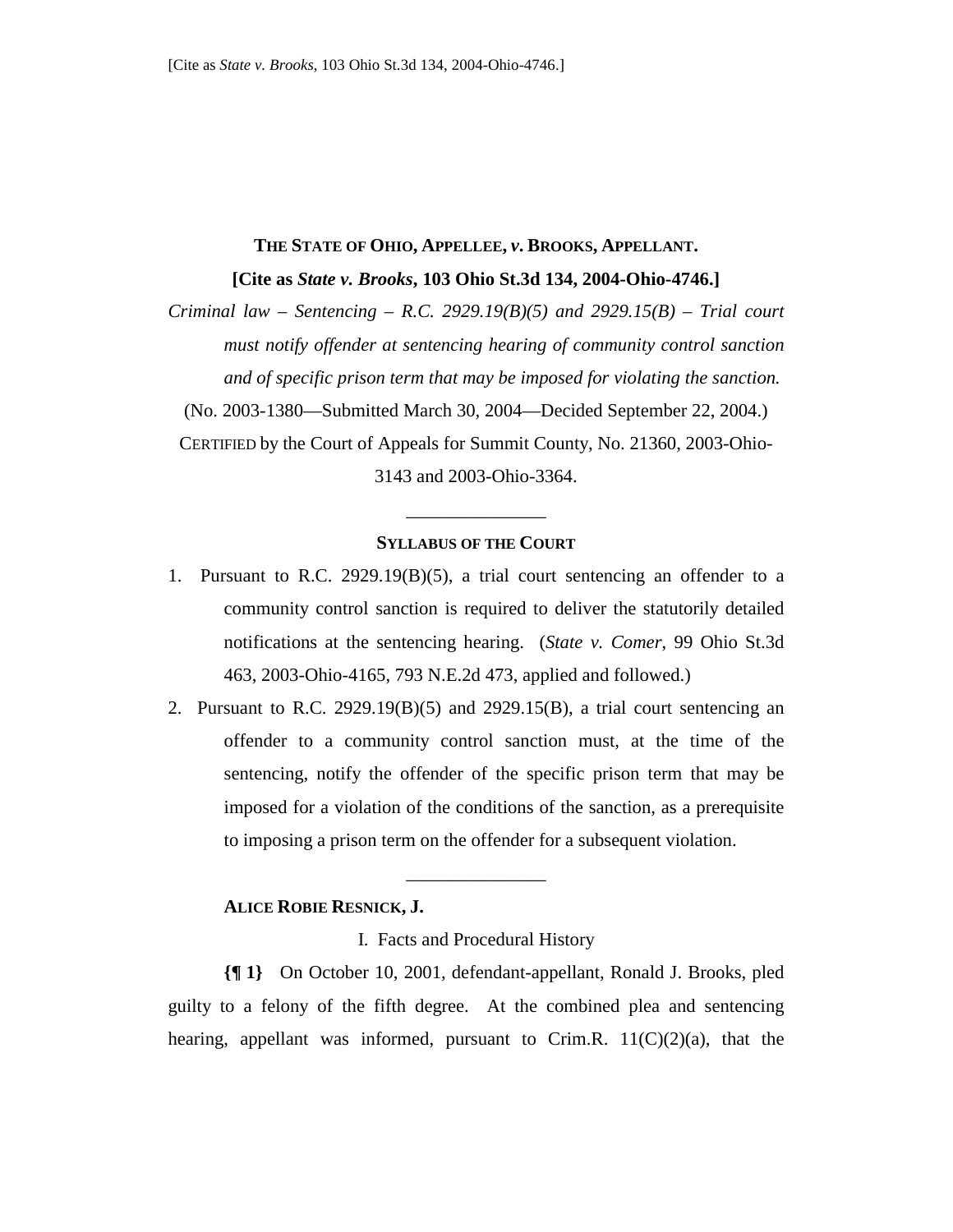[Cite as *State v. Brooks*, 103 Ohio St.3d 134, 2004-Ohio-4746.]

**THE STATE OF OHIO, APPELLEE, *v.* BROOKS, APPELLANT.**

**[Cite as *State v. Brooks*, 103 Ohio St.3d 134, 2004-Ohio-4746.]**

*Criminal law – Sentencing – R.C. 2929.19(B)(5) and 2929.15(B) – Trial court must notify offender at sentencing hearing of community control sanction and of specific prison term that may be imposed for violating the sanction.*

(No. 2003-1380—Submitted March 30, 2004—Decided September 22, 2004.)

CERTIFIED by the Court of Appeals for Summit County, No. 21360, 2003-Ohio-3143 and 2003-Ohio-3364.

---

**SYLLABUS OF THE COURT**

1. Pursuant to R.C. 2929.19(B)(5), a trial court sentencing an offender to a community control sanction is required to deliver the statutorily detailed notifications at the sentencing hearing. (*State v. Comer*, 99 Ohio St.3d 463, 2003-Ohio-4165, 793 N.E.2d 473, applied and followed.)
2. Pursuant to R.C. 2929.19(B)(5) and 2929.15(B), a trial court sentencing an offender to a community control sanction must, at the time of the sentencing, notify the offender of the specific prison term that may be imposed for a violation of the conditions of the sanction, as a prerequisite to imposing a prison term on the offender for a subsequent violation.

---

**ALICE ROBIE RESNICK, J.**

I. Facts and Procedural History

**{¶ 1}** On October 10, 2001, defendant-appellant, Ronald J. Brooks, pled guilty to a felony of the fifth degree. At the combined plea and sentencing hearing, appellant was informed, pursuant to Crim.R. 11(C)(2)(a), that the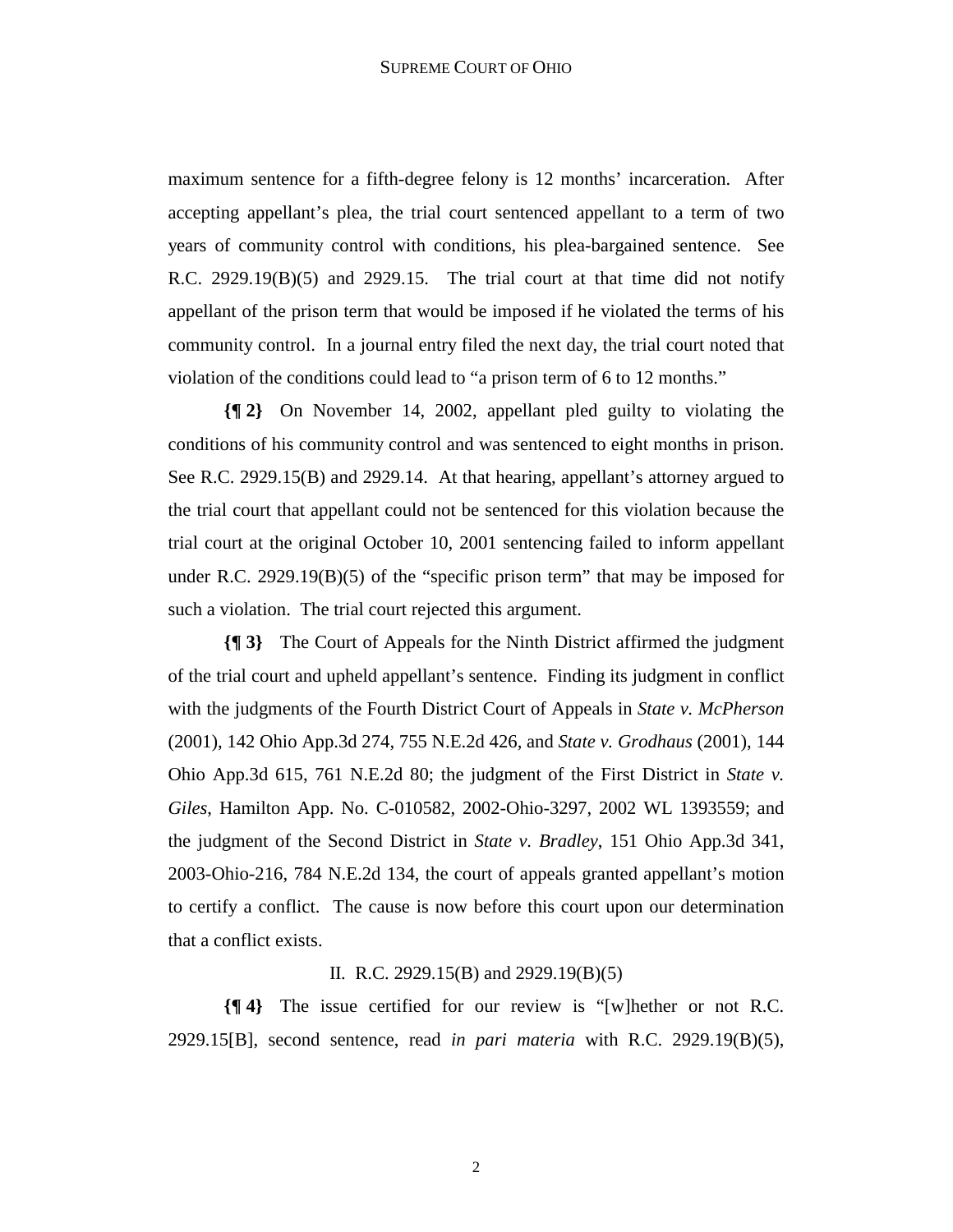maximum sentence for a fifth-degree felony is 12 months' incarceration. After accepting appellant's plea, the trial court sentenced appellant to a term of two years of community control with conditions, his plea-bargained sentence. See R.C. 2929.19(B)(5) and 2929.15. The trial court at that time did not notify appellant of the prison term that would be imposed if he violated the terms of his community control. In a journal entry filed the next day, the trial court noted that violation of the conditions could lead to "a prison term of 6 to 12 months."

**{¶ 2}** On November 14, 2002, appellant pled guilty to violating the conditions of his community control and was sentenced to eight months in prison. See R.C. 2929.15(B) and 2929.14. At that hearing, appellant's attorney argued to the trial court that appellant could not be sentenced for this violation because the trial court at the original October 10, 2001 sentencing failed to inform appellant under R.C. 2929.19(B)(5) of the "specific prison term" that may be imposed for such a violation. The trial court rejected this argument.

**{¶ 3}** The Court of Appeals for the Ninth District affirmed the judgment of the trial court and upheld appellant's sentence. Finding its judgment in conflict with the judgments of the Fourth District Court of Appeals in *State v. McPherson* (2001), 142 Ohio App.3d 274, 755 N.E.2d 426, and *State v. Grodhaus* (2001), 144 Ohio App.3d 615, 761 N.E.2d 80; the judgment of the First District in *State v. Giles*, Hamilton App. No. C-010582, 2002-Ohio-3297, 2002 WL 1393559; and the judgment of the Second District in *State v. Bradley*, 151 Ohio App.3d 341, 2003-Ohio-216, 784 N.E.2d 134, the court of appeals granted appellant's motion to certify a conflict. The cause is now before this court upon our determination that a conflict exists.

## II. R.C. 2929.15(B) and 2929.19(B)(5)

**{¶ 4}** The issue certified for our review is "[w]hether or not R.C. 2929.15[B], second sentence, read *in pari materia* with R.C. 2929.19(B)(5),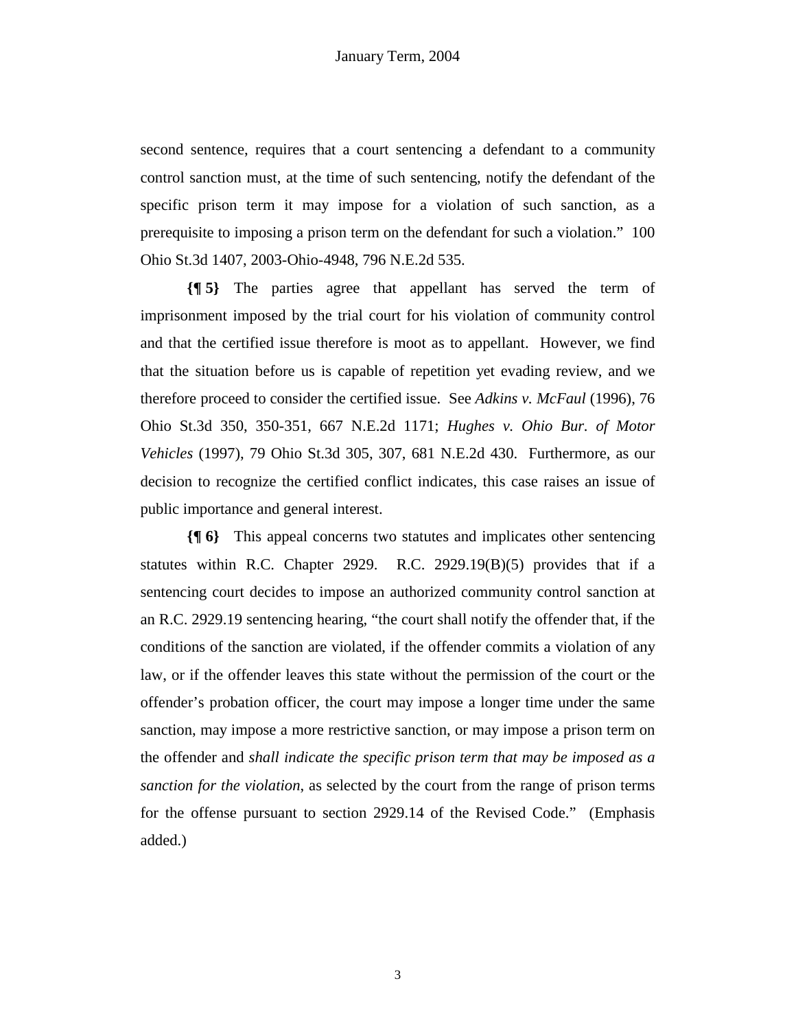second sentence, requires that a court sentencing a defendant to a community control sanction must, at the time of such sentencing, notify the defendant of the specific prison term it may impose for a violation of such sanction, as a prerequisite to imposing a prison term on the defendant for such a violation." 100 Ohio St.3d 1407, 2003-Ohio-4948, 796 N.E.2d 535.

**{¶ 5}** The parties agree that appellant has served the term of imprisonment imposed by the trial court for his violation of community control and that the certified issue therefore is moot as to appellant. However, we find that the situation before us is capable of repetition yet evading review, and we therefore proceed to consider the certified issue. See *Adkins v. McFaul* (1996), 76 Ohio St.3d 350, 350-351, 667 N.E.2d 1171; *Hughes v. Ohio Bur. of Motor Vehicles* (1997), 79 Ohio St.3d 305, 307, 681 N.E.2d 430. Furthermore, as our decision to recognize the certified conflict indicates, this case raises an issue of public importance and general interest.

**{¶ 6}** This appeal concerns two statutes and implicates other sentencing statutes within R.C. Chapter 2929. R.C. 2929.19(B)(5) provides that if a sentencing court decides to impose an authorized community control sanction at an R.C. 2929.19 sentencing hearing, "the court shall notify the offender that, if the conditions of the sanction are violated, if the offender commits a violation of any law, or if the offender leaves this state without the permission of the court or the offender's probation officer, the court may impose a longer time under the same sanction, may impose a more restrictive sanction, or may impose a prison term on the offender and *shall indicate the specific prison term that may be imposed as a sanction for the violation*, as selected by the court from the range of prison terms for the offense pursuant to section 2929.14 of the Revised Code." (Emphasis added.)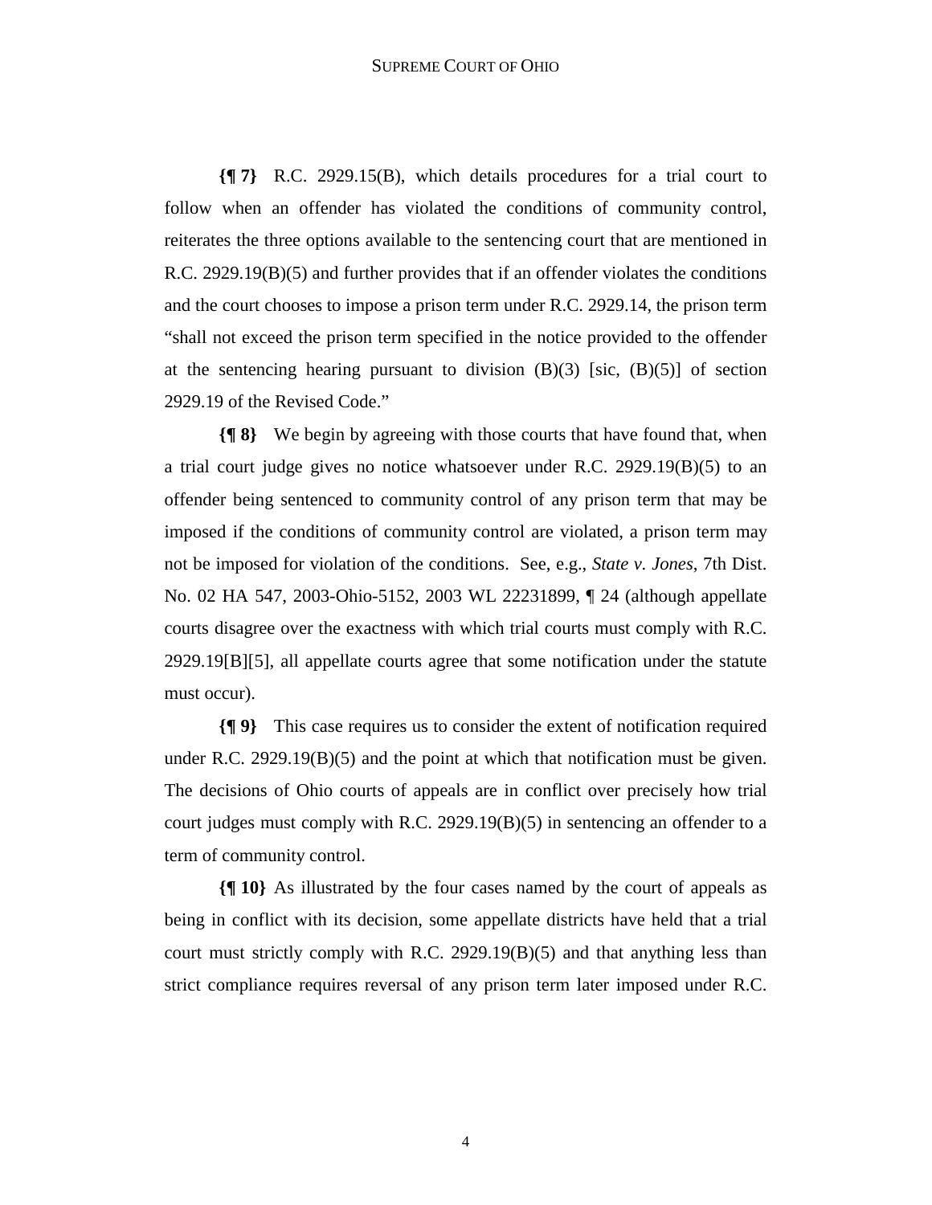**{¶ 7}** R.C. 2929.15(B), which details procedures for a trial court to follow when an offender has violated the conditions of community control, reiterates the three options available to the sentencing court that are mentioned in R.C. 2929.19(B)(5) and further provides that if an offender violates the conditions and the court chooses to impose a prison term under R.C. 2929.14, the prison term "shall not exceed the prison term specified in the notice provided to the offender at the sentencing hearing pursuant to division (B)(3) [sic, (B)(5)] of section 2929.19 of the Revised Code."

**{¶ 8}** We begin by agreeing with those courts that have found that, when a trial court judge gives no notice whatsoever under R.C. 2929.19(B)(5) to an offender being sentenced to community control of any prison term that may be imposed if the conditions of community control are violated, a prison term may not be imposed for violation of the conditions. See, e.g., *State v. Jones*, 7th Dist. No. 02 HA 547, 2003-Ohio-5152, 2003 WL 22231899, ¶ 24 (although appellate courts disagree over the exactness with which trial courts must comply with R.C. 2929.19[B][5], all appellate courts agree that some notification under the statute must occur).

**{¶ 9}** This case requires us to consider the extent of notification required under R.C. 2929.19(B)(5) and the point at which that notification must be given. The decisions of Ohio courts of appeals are in conflict over precisely how trial court judges must comply with R.C. 2929.19(B)(5) in sentencing an offender to a term of community control.

**{¶ 10}** As illustrated by the four cases named by the court of appeals as being in conflict with its decision, some appellate districts have held that a trial court must strictly comply with R.C. 2929.19(B)(5) and that anything less than strict compliance requires reversal of any prison term later imposed under R.C.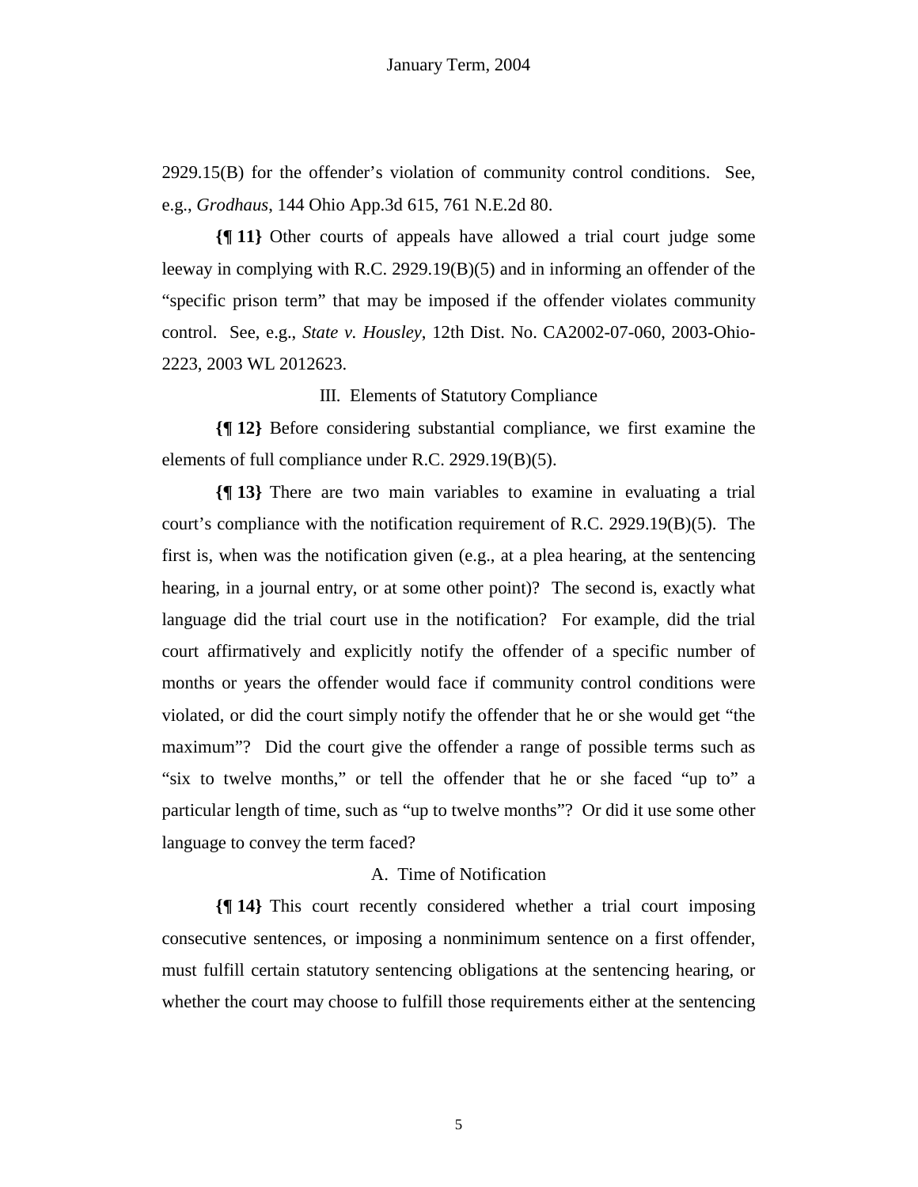2929.15(B) for the offender's violation of community control conditions. See, e.g., *Grodhaus*, 144 Ohio App.3d 615, 761 N.E.2d 80.

**{¶ 11}** Other courts of appeals have allowed a trial court judge some leeway in complying with R.C. 2929.19(B)(5) and in informing an offender of the "specific prison term" that may be imposed if the offender violates community control. See, e.g., *State v. Housley*, 12th Dist. No. CA2002-07-060, 2003-Ohio-2223, 2003 WL 2012623.

### III. Elements of Statutory Compliance

**{¶ 12}** Before considering substantial compliance, we first examine the elements of full compliance under R.C. 2929.19(B)(5).

**{¶ 13}** There are two main variables to examine in evaluating a trial court's compliance with the notification requirement of R.C. 2929.19(B)(5). The first is, when was the notification given (e.g., at a plea hearing, at the sentencing hearing, in a journal entry, or at some other point)? The second is, exactly what language did the trial court use in the notification? For example, did the trial court affirmatively and explicitly notify the offender of a specific number of months or years the offender would face if community control conditions were violated, or did the court simply notify the offender that he or she would get "the maximum"? Did the court give the offender a range of possible terms such as "six to twelve months," or tell the offender that he or she faced "up to" a particular length of time, such as "up to twelve months"? Or did it use some other language to convey the term faced?

#### A. Time of Notification

**{¶ 14}** This court recently considered whether a trial court imposing consecutive sentences, or imposing a nonminimum sentence on a first offender, must fulfill certain statutory sentencing obligations at the sentencing hearing, or whether the court may choose to fulfill those requirements either at the sentencing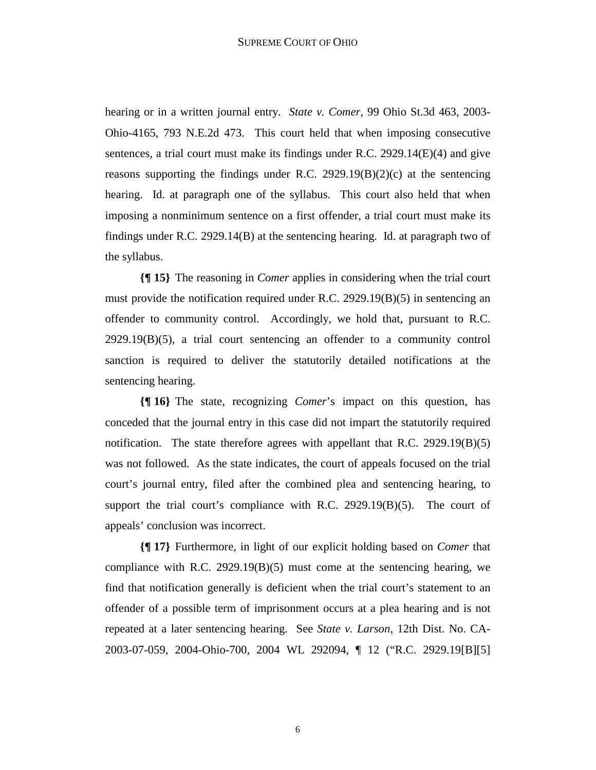hearing or in a written journal entry. *State v. Comer*, 99 Ohio St.3d 463, 2003-Ohio-4165, 793 N.E.2d 473. This court held that when imposing consecutive sentences, a trial court must make its findings under R.C. 2929.14(E)(4) and give reasons supporting the findings under R.C. 2929.19(B)(2)(c) at the sentencing hearing. Id. at paragraph one of the syllabus. This court also held that when imposing a nonminimum sentence on a first offender, a trial court must make its findings under R.C. 2929.14(B) at the sentencing hearing. Id. at paragraph two of the syllabus.

**{¶ 15}** The reasoning in *Comer* applies in considering when the trial court must provide the notification required under R.C. 2929.19(B)(5) in sentencing an offender to community control. Accordingly, we hold that, pursuant to R.C. 2929.19(B)(5), a trial court sentencing an offender to a community control sanction is required to deliver the statutorily detailed notifications at the sentencing hearing.

**{¶ 16}** The state, recognizing *Comer*'s impact on this question, has conceded that the journal entry in this case did not impart the statutorily required notification. The state therefore agrees with appellant that R.C. 2929.19(B)(5) was not followed. As the state indicates, the court of appeals focused on the trial court's journal entry, filed after the combined plea and sentencing hearing, to support the trial court's compliance with R.C. 2929.19(B)(5). The court of appeals' conclusion was incorrect.

**{¶ 17}** Furthermore, in light of our explicit holding based on *Comer* that compliance with R.C. 2929.19(B)(5) must come at the sentencing hearing, we find that notification generally is deficient when the trial court's statement to an offender of a possible term of imprisonment occurs at a plea hearing and is not repeated at a later sentencing hearing. See *State v. Larson*, 12th Dist. No. CA-2003-07-059, 2004-Ohio-700, 2004 WL 292094, ¶ 12 ("R.C. 2929.19[B][5]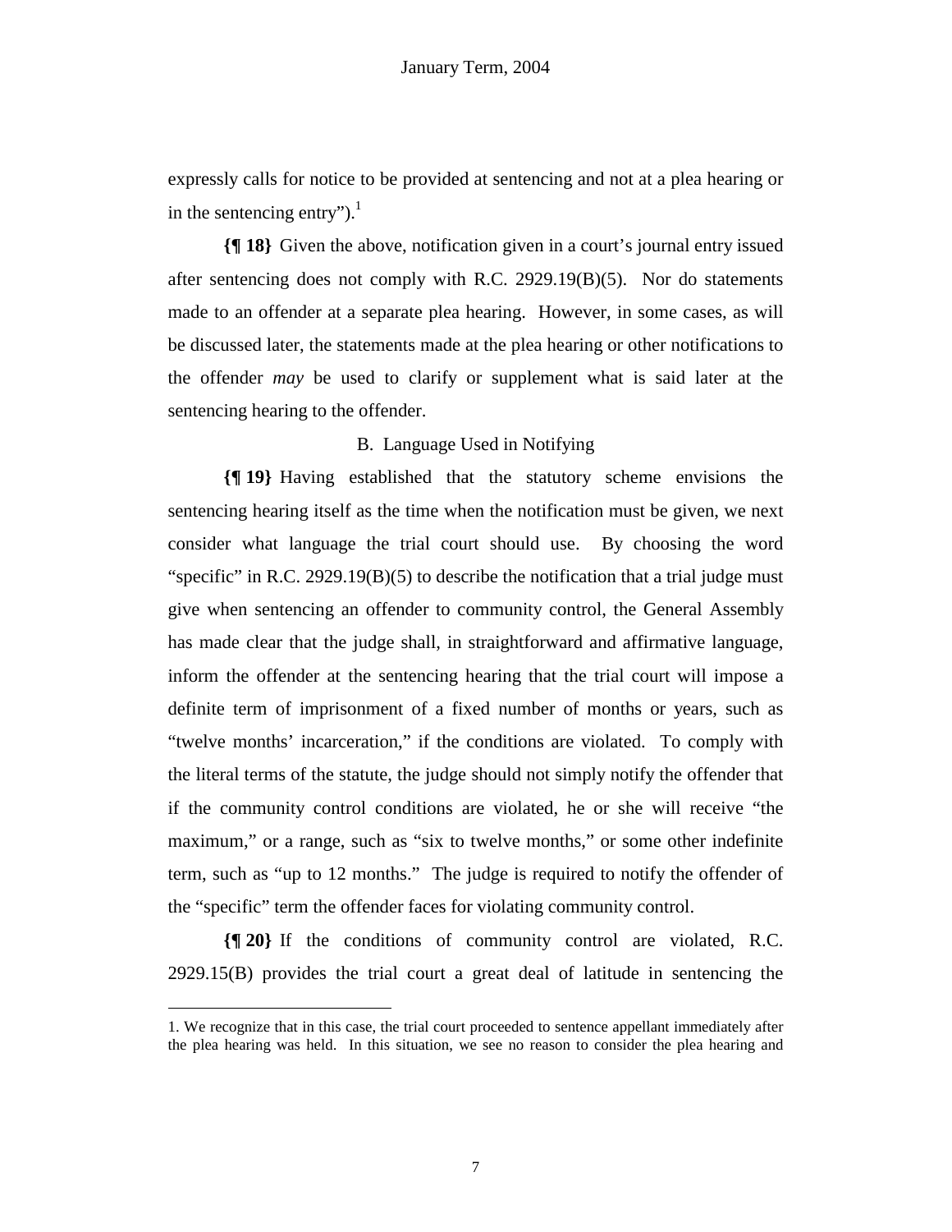expressly calls for notice to be provided at sentencing and not at a plea hearing or in the sentencing entry").[1]

**{¶ 18}** Given the above, notification given in a court's journal entry issued after sentencing does not comply with R.C. 2929.19(B)(5). Nor do statements made to an offender at a separate plea hearing. However, in some cases, as will be discussed later, the statements made at the plea hearing or other notifications to the offender *may* be used to clarify or supplement what is said later at the sentencing hearing to the offender.

B. Language Used in Notifying

**{¶ 19}** Having established that the statutory scheme envisions the sentencing hearing itself as the time when the notification must be given, we next consider what language the trial court should use. By choosing the word "specific" in R.C. 2929.19(B)(5) to describe the notification that a trial judge must give when sentencing an offender to community control, the General Assembly has made clear that the judge shall, in straightforward and affirmative language, inform the offender at the sentencing hearing that the trial court will impose a definite term of imprisonment of a fixed number of months or years, such as "twelve months' incarceration," if the conditions are violated. To comply with the literal terms of the statute, the judge should not simply notify the offender that if the community control conditions are violated, he or she will receive "the maximum," or a range, such as "six to twelve months," or some other indefinite term, such as "up to 12 months." The judge is required to notify the offender of the "specific" term the offender faces for violating community control.

**{¶ 20}** If the conditions of community control are violated, R.C. 2929.15(B) provides the trial court a great deal of latitude in sentencing the

---

1. We recognize that in this case, the trial court proceeded to sentence appellant immediately after the plea hearing was held. In this situation, we see no reason to consider the plea hearing and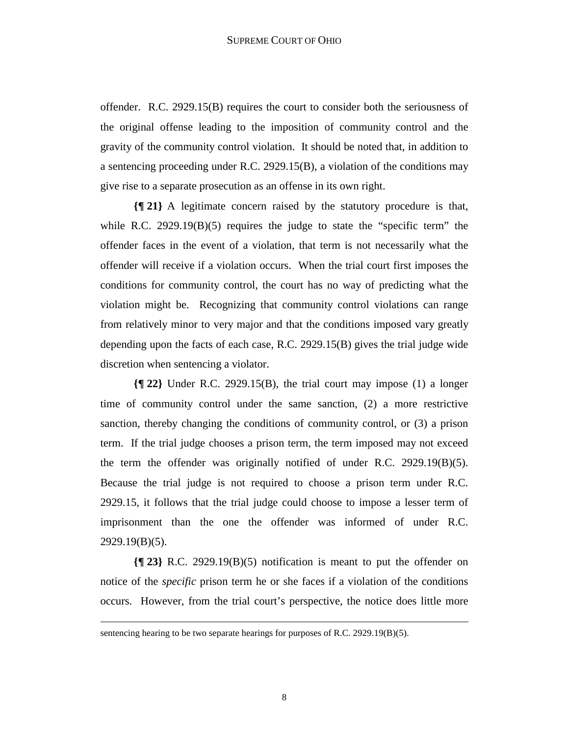offender. R.C. 2929.15(B) requires the court to consider both the seriousness of the original offense leading to the imposition of community control and the gravity of the community control violation. It should be noted that, in addition to a sentencing proceeding under R.C. 2929.15(B), a violation of the conditions may give rise to a separate prosecution as an offense in its own right.

**{¶ 21}** A legitimate concern raised by the statutory procedure is that, while R.C. 2929.19(B)(5) requires the judge to state the "specific term" the offender faces in the event of a violation, that term is not necessarily what the offender will receive if a violation occurs. When the trial court first imposes the conditions for community control, the court has no way of predicting what the violation might be. Recognizing that community control violations can range from relatively minor to very major and that the conditions imposed vary greatly depending upon the facts of each case, R.C. 2929.15(B) gives the trial judge wide discretion when sentencing a violator.

**{¶ 22}** Under R.C. 2929.15(B), the trial court may impose (1) a longer time of community control under the same sanction, (2) a more restrictive sanction, thereby changing the conditions of community control, or (3) a prison term. If the trial judge chooses a prison term, the term imposed may not exceed the term the offender was originally notified of under R.C. 2929.19(B)(5). Because the trial judge is not required to choose a prison term under R.C. 2929.15, it follows that the trial judge could choose to impose a lesser term of imprisonment than the one the offender was informed of under R.C. 2929.19(B)(5).

**{¶ 23}** R.C. 2929.19(B)(5) notification is meant to put the offender on notice of the *specific* prison term he or she faces if a violation of the conditions occurs. However, from the trial court's perspective, the notice does little more

---

sentencing hearing to be two separate hearings for purposes of R.C. 2929.19(B)(5).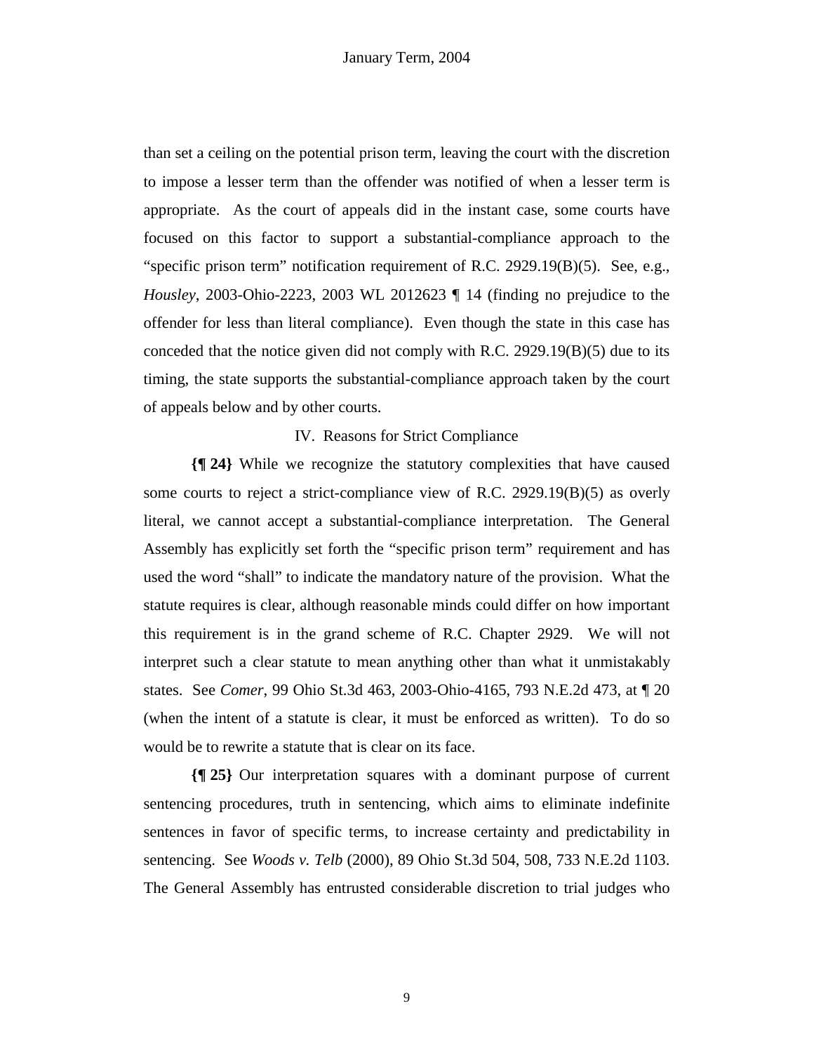than set a ceiling on the potential prison term, leaving the court with the discretion to impose a lesser term than the offender was notified of when a lesser term is appropriate. As the court of appeals did in the instant case, some courts have focused on this factor to support a substantial-compliance approach to the "specific prison term" notification requirement of R.C. 2929.19(B)(5). See, e.g., *Housley*, 2003-Ohio-2223, 2003 WL 2012623 ¶ 14 (finding no prejudice to the offender for less than literal compliance). Even though the state in this case has conceded that the notice given did not comply with R.C. 2929.19(B)(5) due to its timing, the state supports the substantial-compliance approach taken by the court of appeals below and by other courts.

IV. Reasons for Strict Compliance

**{¶ 24}** While we recognize the statutory complexities that have caused some courts to reject a strict-compliance view of R.C. 2929.19(B)(5) as overly literal, we cannot accept a substantial-compliance interpretation. The General Assembly has explicitly set forth the "specific prison term" requirement and has used the word "shall" to indicate the mandatory nature of the provision. What the statute requires is clear, although reasonable minds could differ on how important this requirement is in the grand scheme of R.C. Chapter 2929. We will not interpret such a clear statute to mean anything other than what it unmistakably states. See *Comer*, 99 Ohio St.3d 463, 2003-Ohio-4165, 793 N.E.2d 473, at ¶ 20 (when the intent of a statute is clear, it must be enforced as written). To do so would be to rewrite a statute that is clear on its face.

**{¶ 25}** Our interpretation squares with a dominant purpose of current sentencing procedures, truth in sentencing, which aims to eliminate indefinite sentences in favor of specific terms, to increase certainty and predictability in sentencing. See *Woods v. Telb* (2000), 89 Ohio St.3d 504, 508, 733 N.E.2d 1103. The General Assembly has entrusted considerable discretion to trial judges who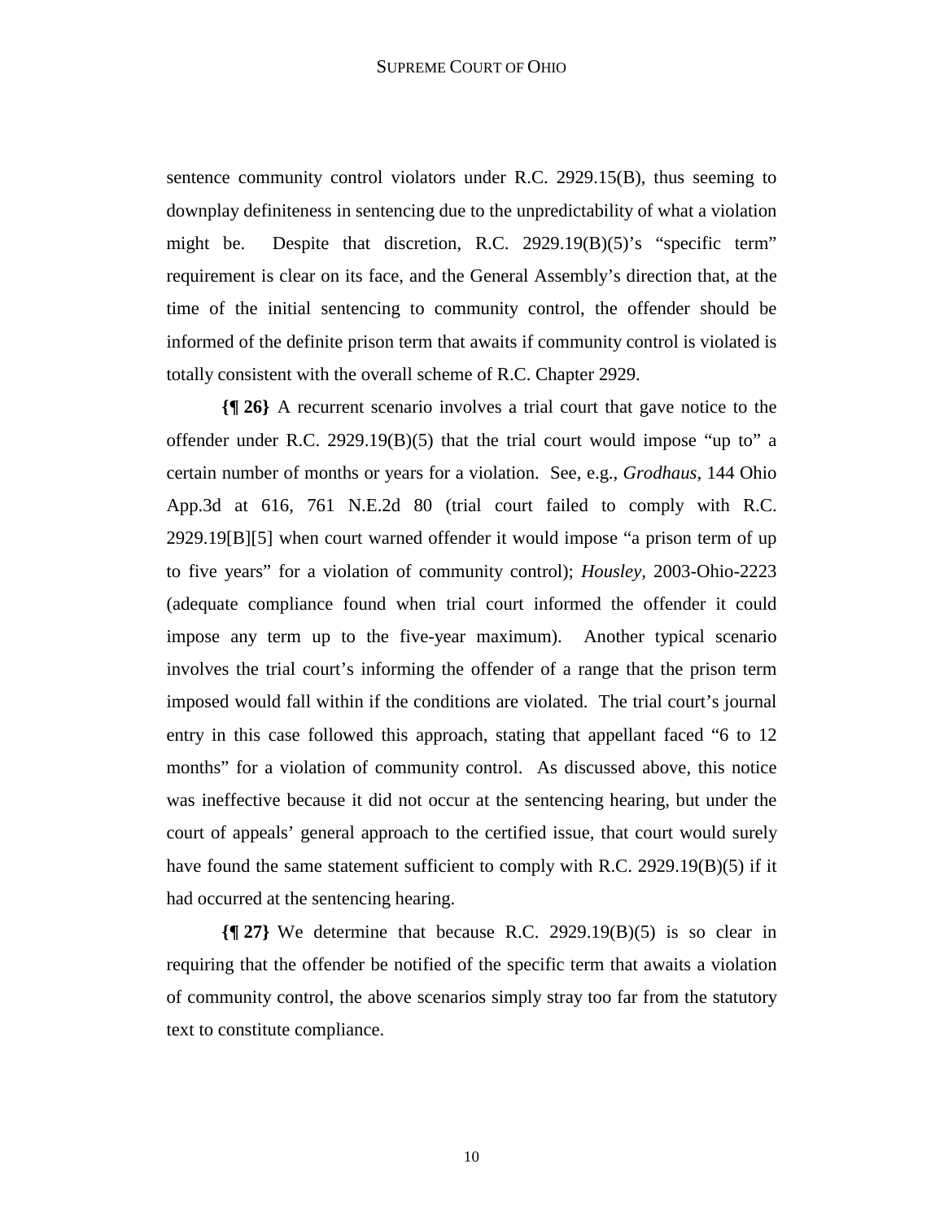sentence community control violators under R.C. 2929.15(B), thus seeming to downplay definiteness in sentencing due to the unpredictability of what a violation might be. Despite that discretion, R.C. 2929.19(B)(5)'s "specific term" requirement is clear on its face, and the General Assembly's direction that, at the time of the initial sentencing to community control, the offender should be informed of the definite prison term that awaits if community control is violated is totally consistent with the overall scheme of R.C. Chapter 2929.

**{¶ 26}** A recurrent scenario involves a trial court that gave notice to the offender under R.C. 2929.19(B)(5) that the trial court would impose "up to" a certain number of months or years for a violation. See, e.g., *Grodhaus*, 144 Ohio App.3d at 616, 761 N.E.2d 80 (trial court failed to comply with R.C. 2929.19[B][5] when court warned offender it would impose "a prison term of up to five years" for a violation of community control); *Housley*, 2003-Ohio-2223 (adequate compliance found when trial court informed the offender it could impose any term up to the five-year maximum). Another typical scenario involves the trial court's informing the offender of a range that the prison term imposed would fall within if the conditions are violated. The trial court's journal entry in this case followed this approach, stating that appellant faced "6 to 12 months" for a violation of community control. As discussed above, this notice was ineffective because it did not occur at the sentencing hearing, but under the court of appeals' general approach to the certified issue, that court would surely have found the same statement sufficient to comply with R.C. 2929.19(B)(5) if it had occurred at the sentencing hearing.

**{¶ 27}** We determine that because R.C. 2929.19(B)(5) is so clear in requiring that the offender be notified of the specific term that awaits a violation of community control, the above scenarios simply stray too far from the statutory text to constitute compliance.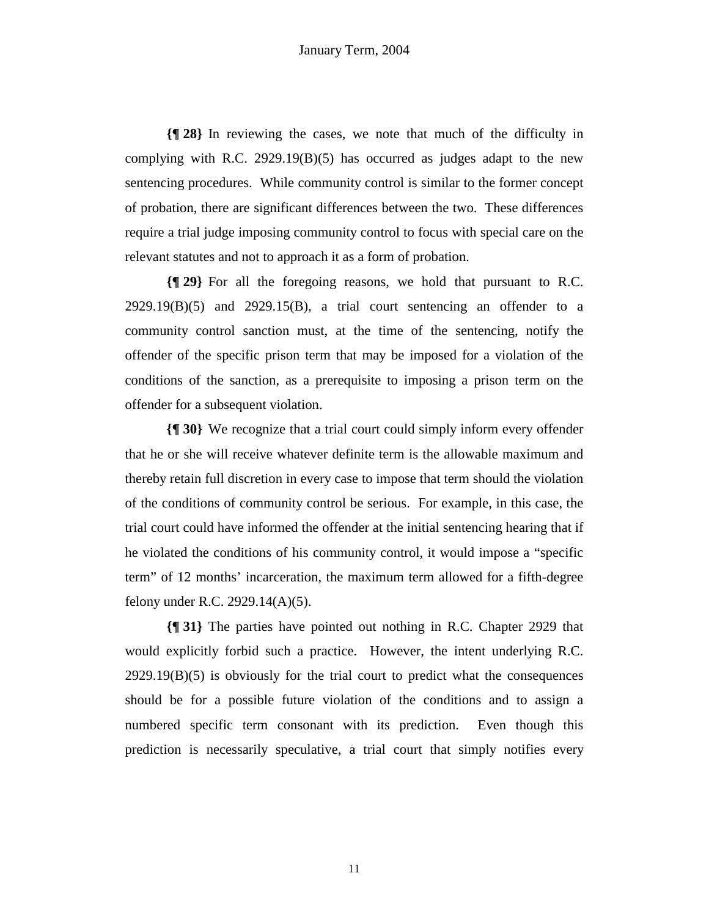**{¶ 28}** In reviewing the cases, we note that much of the difficulty in complying with R.C. 2929.19(B)(5) has occurred as judges adapt to the new sentencing procedures. While community control is similar to the former concept of probation, there are significant differences between the two. These differences require a trial judge imposing community control to focus with special care on the relevant statutes and not to approach it as a form of probation.

**{¶ 29}** For all the foregoing reasons, we hold that pursuant to R.C. 2929.19(B)(5) and 2929.15(B), a trial court sentencing an offender to a community control sanction must, at the time of the sentencing, notify the offender of the specific prison term that may be imposed for a violation of the conditions of the sanction, as a prerequisite to imposing a prison term on the offender for a subsequent violation.

**{¶ 30}** We recognize that a trial court could simply inform every offender that he or she will receive whatever definite term is the allowable maximum and thereby retain full discretion in every case to impose that term should the violation of the conditions of community control be serious. For example, in this case, the trial court could have informed the offender at the initial sentencing hearing that if he violated the conditions of his community control, it would impose a "specific term" of 12 months' incarceration, the maximum term allowed for a fifth-degree felony under R.C. 2929.14(A)(5).

**{¶ 31}** The parties have pointed out nothing in R.C. Chapter 2929 that would explicitly forbid such a practice. However, the intent underlying R.C. 2929.19(B)(5) is obviously for the trial court to predict what the consequences should be for a possible future violation of the conditions and to assign a numbered specific term consonant with its prediction. Even though this prediction is necessarily speculative, a trial court that simply notifies every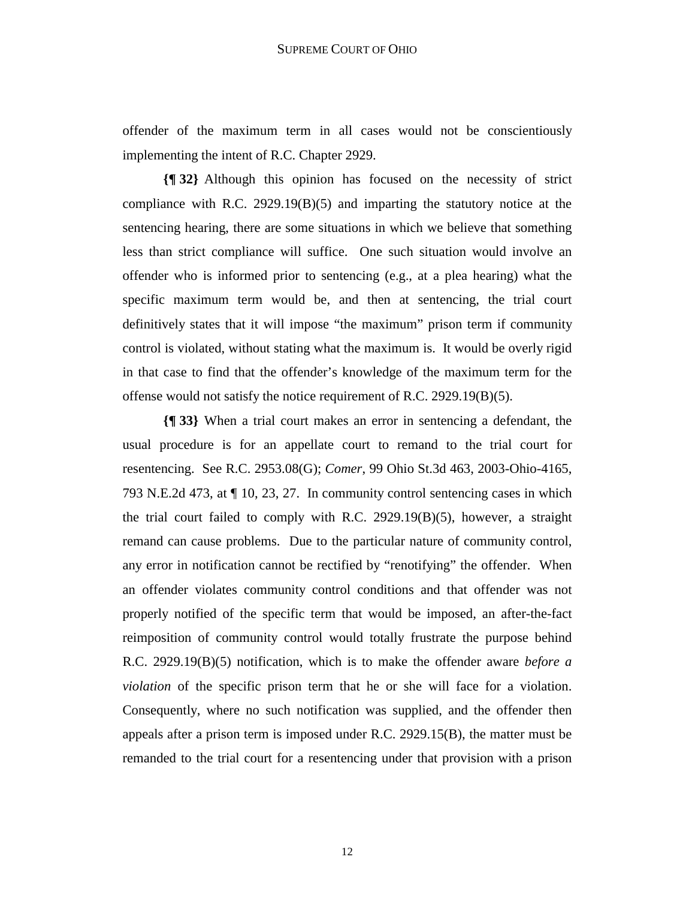offender of the maximum term in all cases would not be conscientiously implementing the intent of R.C. Chapter 2929.

**{¶ 32}** Although this opinion has focused on the necessity of strict compliance with R.C. 2929.19(B)(5) and imparting the statutory notice at the sentencing hearing, there are some situations in which we believe that something less than strict compliance will suffice. One such situation would involve an offender who is informed prior to sentencing (e.g., at a plea hearing) what the specific maximum term would be, and then at sentencing, the trial court definitively states that it will impose "the maximum" prison term if community control is violated, without stating what the maximum is. It would be overly rigid in that case to find that the offender's knowledge of the maximum term for the offense would not satisfy the notice requirement of R.C. 2929.19(B)(5).

**{¶ 33}** When a trial court makes an error in sentencing a defendant, the usual procedure is for an appellate court to remand to the trial court for resentencing. See R.C. 2953.08(G); *Comer*, 99 Ohio St.3d 463, 2003-Ohio-4165, 793 N.E.2d 473, at ¶ 10, 23, 27. In community control sentencing cases in which the trial court failed to comply with R.C. 2929.19(B)(5), however, a straight remand can cause problems. Due to the particular nature of community control, any error in notification cannot be rectified by "renotifying" the offender. When an offender violates community control conditions and that offender was not properly notified of the specific term that would be imposed, an after-the-fact reimposition of community control would totally frustrate the purpose behind R.C. 2929.19(B)(5) notification, which is to make the offender aware *before a violation* of the specific prison term that he or she will face for a violation. Consequently, where no such notification was supplied, and the offender then appeals after a prison term is imposed under R.C. 2929.15(B), the matter must be remanded to the trial court for a resentencing under that provision with a prison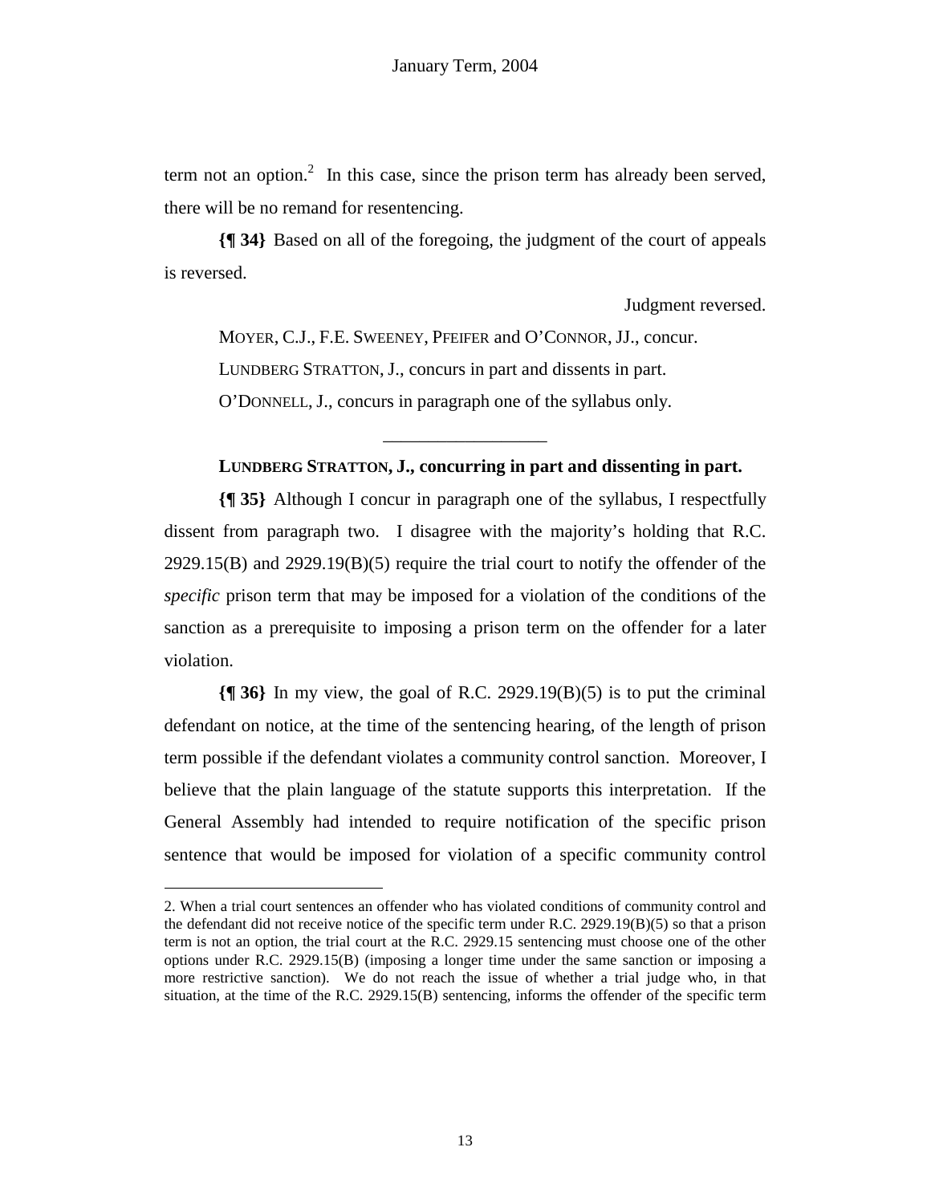term not an option.[2] In this case, since the prison term has already been served, there will be no remand for resentencing.

**{¶ 34}** Based on all of the foregoing, the judgment of the court of appeals is reversed.

Judgment reversed.

MOYER, C.J., F.E. SWEENEY, PFEIFER and O'CONNOR, JJ., concur.

LUNDBERG STRATTON, J., concurs in part and dissents in part.

O'DONNELL, J., concurs in paragraph one of the syllabus only.

---

**LUNDBERG STRATTON, J., concurring in part and dissenting in part.**

**{¶ 35}** Although I concur in paragraph one of the syllabus, I respectfully dissent from paragraph two. I disagree with the majority's holding that R.C. 2929.15(B) and 2929.19(B)(5) require the trial court to notify the offender of the *specific* prison term that may be imposed for a violation of the conditions of the sanction as a prerequisite to imposing a prison term on the offender for a later violation.

**{¶ 36}** In my view, the goal of R.C. 2929.19(B)(5) is to put the criminal defendant on notice, at the time of the sentencing hearing, of the length of prison term possible if the defendant violates a community control sanction. Moreover, I believe that the plain language of the statute supports this interpretation. If the General Assembly had intended to require notification of the specific prison sentence that would be imposed for violation of a specific community control

---

2. When a trial court sentences an offender who has violated conditions of community control and the defendant did not receive notice of the specific term under R.C. 2929.19(B)(5) so that a prison term is not an option, the trial court at the R.C. 2929.15 sentencing must choose one of the other options under R.C. 2929.15(B) (imposing a longer time under the same sanction or imposing a more restrictive sanction). We do not reach the issue of whether a trial judge who, in that situation, at the time of the R.C. 2929.15(B) sentencing, informs the offender of the specific term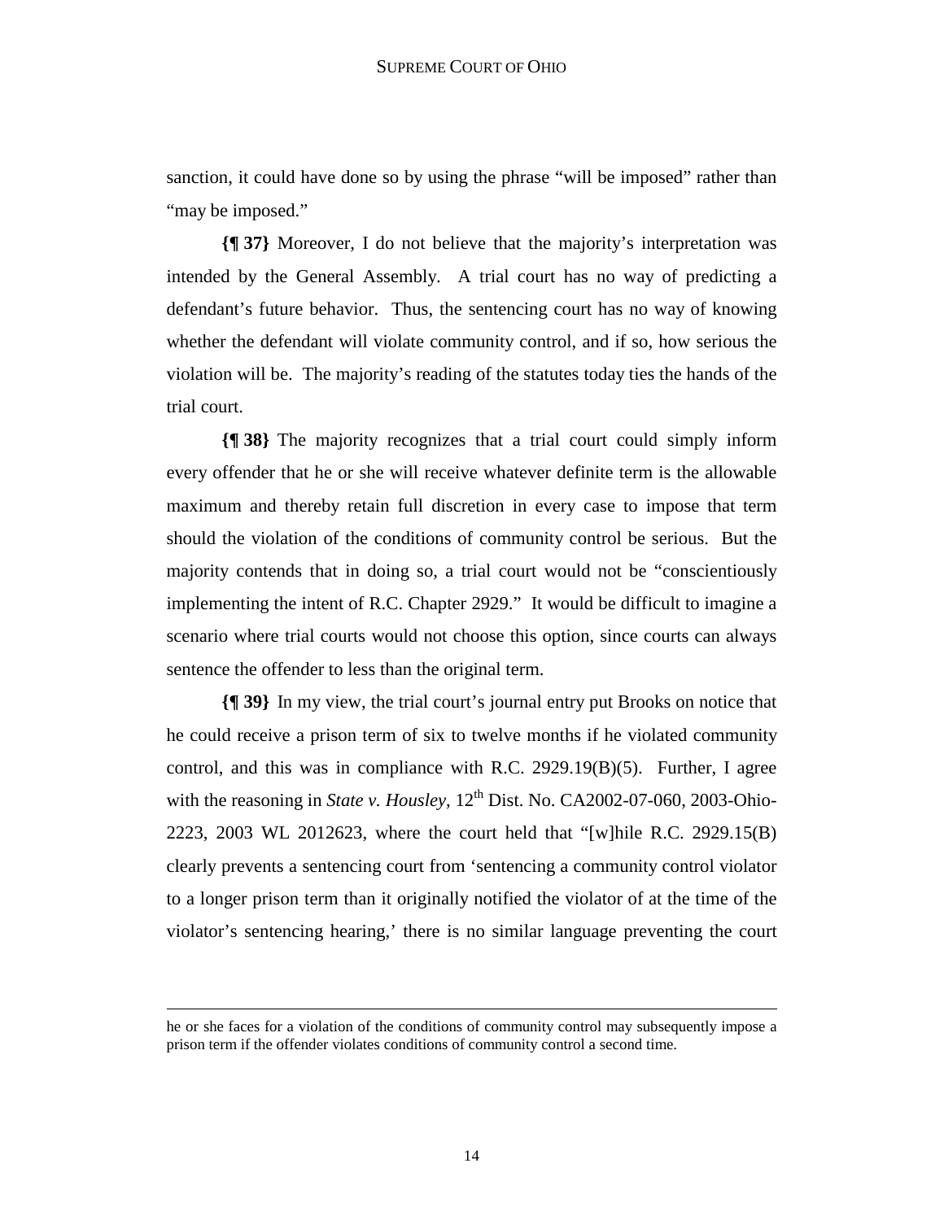sanction, it could have done so by using the phrase "will be imposed" rather than "may be imposed."

**{¶ 37}** Moreover, I do not believe that the majority's interpretation was intended by the General Assembly. A trial court has no way of predicting a defendant's future behavior. Thus, the sentencing court has no way of knowing whether the defendant will violate community control, and if so, how serious the violation will be. The majority's reading of the statutes today ties the hands of the trial court.

**{¶ 38}** The majority recognizes that a trial court could simply inform every offender that he or she will receive whatever definite term is the allowable maximum and thereby retain full discretion in every case to impose that term should the violation of the conditions of community control be serious. But the majority contends that in doing so, a trial court would not be "conscientiously implementing the intent of R.C. Chapter 2929." It would be difficult to imagine a scenario where trial courts would not choose this option, since courts can always sentence the offender to less than the original term.

**{¶ 39}** In my view, the trial court's journal entry put Brooks on notice that he could receive a prison term of six to twelve months if he violated community control, and this was in compliance with R.C. 2929.19(B)(5). Further, I agree with the reasoning in *State v. Housley*, 12th Dist. No. CA2002-07-060, 2003-Ohio-2223, 2003 WL 2012623, where the court held that "[w]hile R.C. 2929.15(B) clearly prevents a sentencing court from 'sentencing a community control violator to a longer prison term than it originally notified the violator of at the time of the violator's sentencing hearing,' there is no similar language preventing the court

---

he or she faces for a violation of the conditions of community control may subsequently impose a prison term if the offender violates conditions of community control a second time.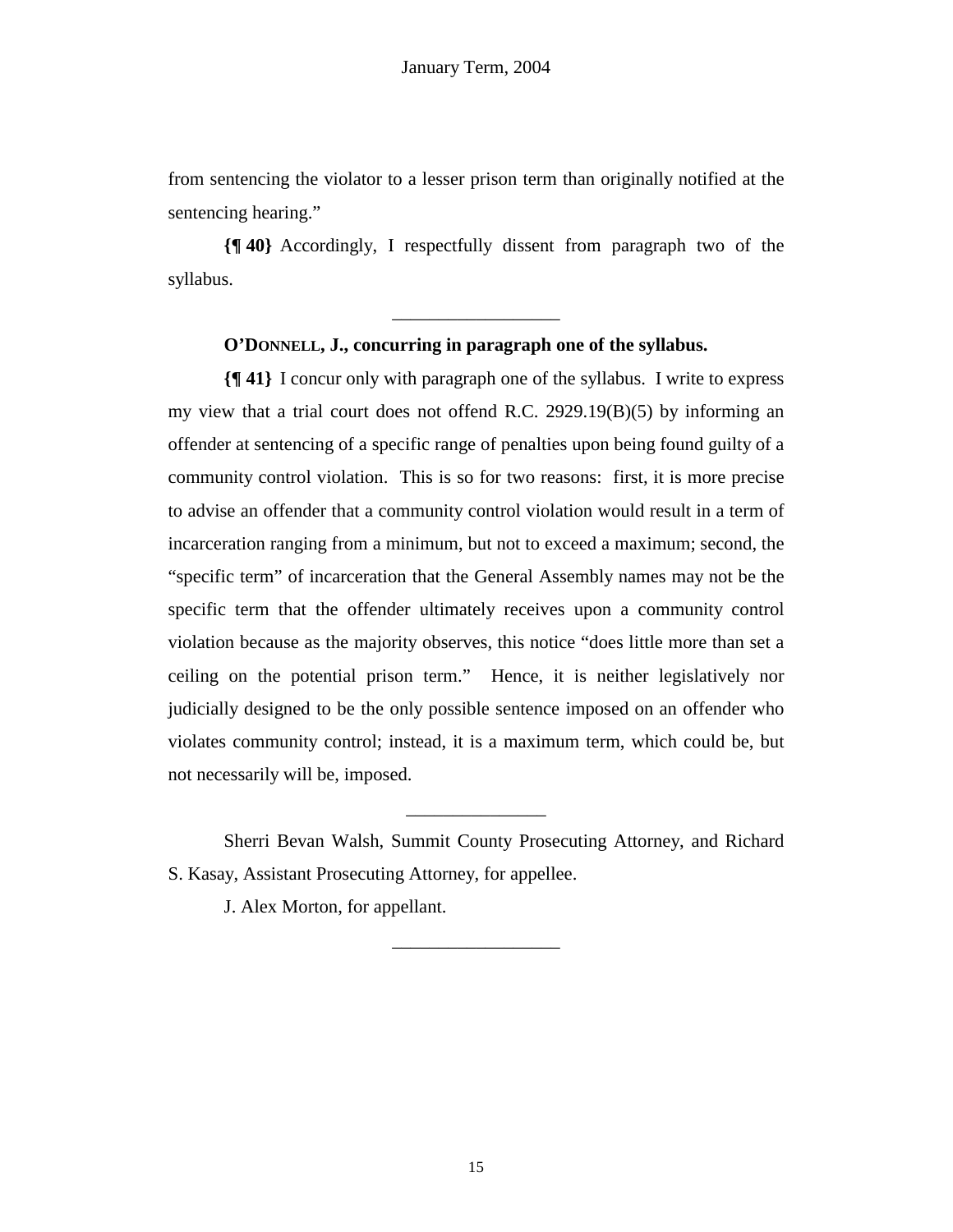from sentencing the violator to a lesser prison term than originally notified at the sentencing hearing."

**{¶ 40}** Accordingly, I respectfully dissent from paragraph two of the syllabus.

---

**O'DONNELL, J., concurring in paragraph one of the syllabus.**

**{¶ 41}** I concur only with paragraph one of the syllabus. I write to express my view that a trial court does not offend R.C. 2929.19(B)(5) by informing an offender at sentencing of a specific range of penalties upon being found guilty of a community control violation. This is so for two reasons: first, it is more precise to advise an offender that a community control violation would result in a term of incarceration ranging from a minimum, but not to exceed a maximum; second, the "specific term" of incarceration that the General Assembly names may not be the specific term that the offender ultimately receives upon a community control violation because as the majority observes, this notice "does little more than set a ceiling on the potential prison term." Hence, it is neither legislatively nor judicially designed to be the only possible sentence imposed on an offender who violates community control; instead, it is a maximum term, which could be, but not necessarily will be, imposed.

---

Sherri Bevan Walsh, Summit County Prosecuting Attorney, and Richard S. Kasay, Assistant Prosecuting Attorney, for appellee.

J. Alex Morton, for appellant.

---